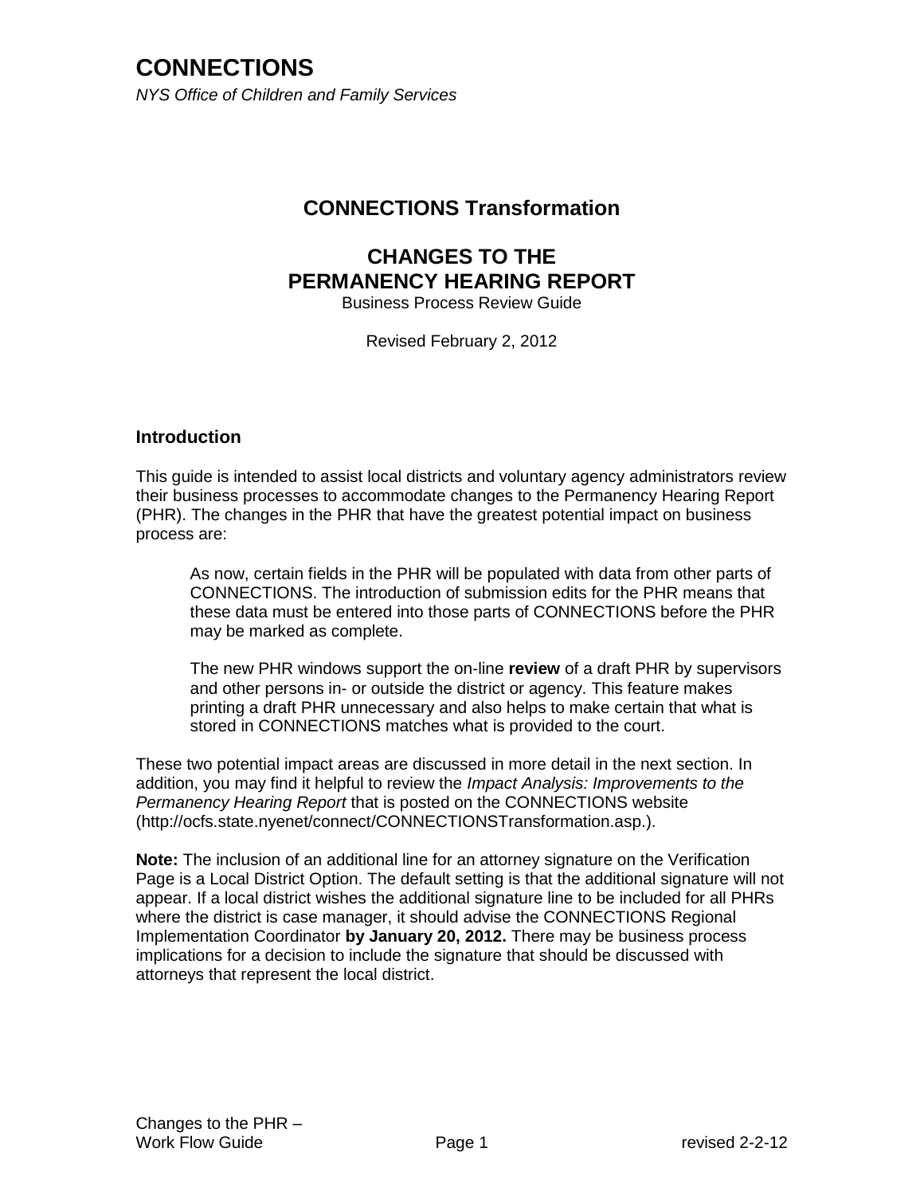# CONNECTIONS

*NYS Office of Children and Family Services*

## CONNECTIONS Transformation

## CHANGES TO THE PERMANENCY HEARING REPORT

Business Process Review Guide

Revised February 2, 2012

### Introduction

This guide is intended to assist local districts and voluntary agency administrators review their business processes to accommodate changes to the Permanency Hearing Report (PHR). The changes in the PHR that have the greatest potential impact on business process are:

> As now, certain fields in the PHR will be populated with data from other parts of CONNECTIONS. The introduction of submission edits for the PHR means that these data must be entered into those parts of CONNECTIONS before the PHR may be marked as complete.
>
> The new PHR windows support the on-line **review** of a draft PHR by supervisors and other persons in- or outside the district or agency. This feature makes printing a draft PHR unnecessary and also helps to make certain that what is stored in CONNECTIONS matches what is provided to the court.

These two potential impact areas are discussed in more detail in the next section. In addition, you may find it helpful to review the *Impact Analysis: Improvements to the Permanency Hearing Report* that is posted on the CONNECTIONS website (http://ocfs.state.nyenet/connect/CONNECTIONSTransformation.asp.).

**Note:** The inclusion of an additional line for an attorney signature on the Verification Page is a Local District Option. The default setting is that the additional signature will not appear. If a local district wishes the additional signature line to be included for all PHRs where the district is case manager, it should advise the CONNECTIONS Regional Implementation Coordinator **by January 20, 2012.** There may be business process implications for a decision to include the signature that should be discussed with attorneys that represent the local district.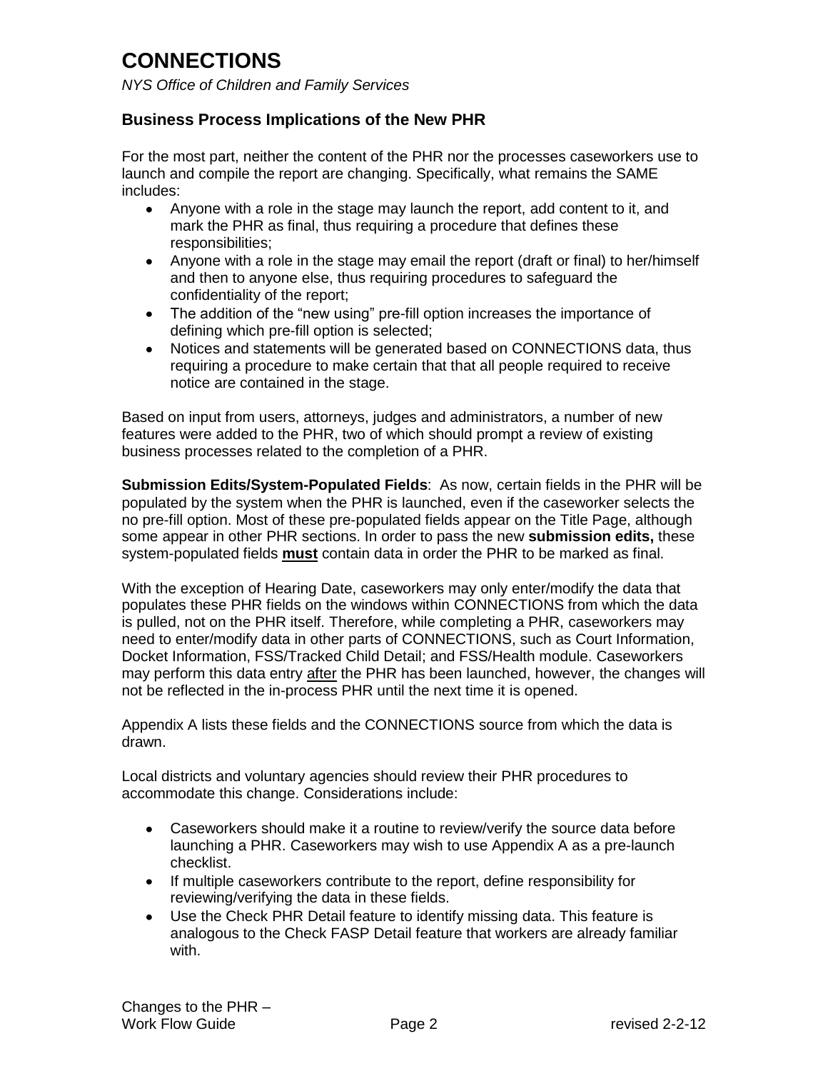# CONNECTIONS

*NYS Office of Children and Family Services*

### Business Process Implications of the New PHR

For the most part, neither the content of the PHR nor the processes caseworkers use to launch and compile the report are changing. Specifically, what remains the SAME includes:

- Anyone with a role in the stage may launch the report, add content to it, and mark the PHR as final, thus requiring a procedure that defines these responsibilities;
- Anyone with a role in the stage may email the report (draft or final) to her/himself and then to anyone else, thus requiring procedures to safeguard the confidentiality of the report;
- The addition of the "new using" pre-fill option increases the importance of defining which pre-fill option is selected;
- Notices and statements will be generated based on CONNECTIONS data, thus requiring a procedure to make certain that that all people required to receive notice are contained in the stage.

Based on input from users, attorneys, judges and administrators, a number of new features were added to the PHR, two of which should prompt a review of existing business processes related to the completion of a PHR.

**Submission Edits/System-Populated Fields**: As now, certain fields in the PHR will be populated by the system when the PHR is launched, even if the caseworker selects the no pre-fill option. Most of these pre-populated fields appear on the Title Page, although some appear in other PHR sections. In order to pass the new **submission edits,** these system-populated fields **must** contain data in order the PHR to be marked as final.

With the exception of Hearing Date, caseworkers may only enter/modify the data that populates these PHR fields on the windows within CONNECTIONS from which the data is pulled, not on the PHR itself. Therefore, while completing a PHR, caseworkers may need to enter/modify data in other parts of CONNECTIONS, such as Court Information, Docket Information, FSS/Tracked Child Detail; and FSS/Health module. Caseworkers may perform this data entry after the PHR has been launched, however, the changes will not be reflected in the in-process PHR until the next time it is opened.

Appendix A lists these fields and the CONNECTIONS source from which the data is drawn.

Local districts and voluntary agencies should review their PHR procedures to accommodate this change. Considerations include:

- Caseworkers should make it a routine to review/verify the source data before launching a PHR. Caseworkers may wish to use Appendix A as a pre-launch checklist.
- If multiple caseworkers contribute to the report, define responsibility for reviewing/verifying the data in these fields.
- Use the Check PHR Detail feature to identify missing data. This feature is analogous to the Check FASP Detail feature that workers are already familiar with.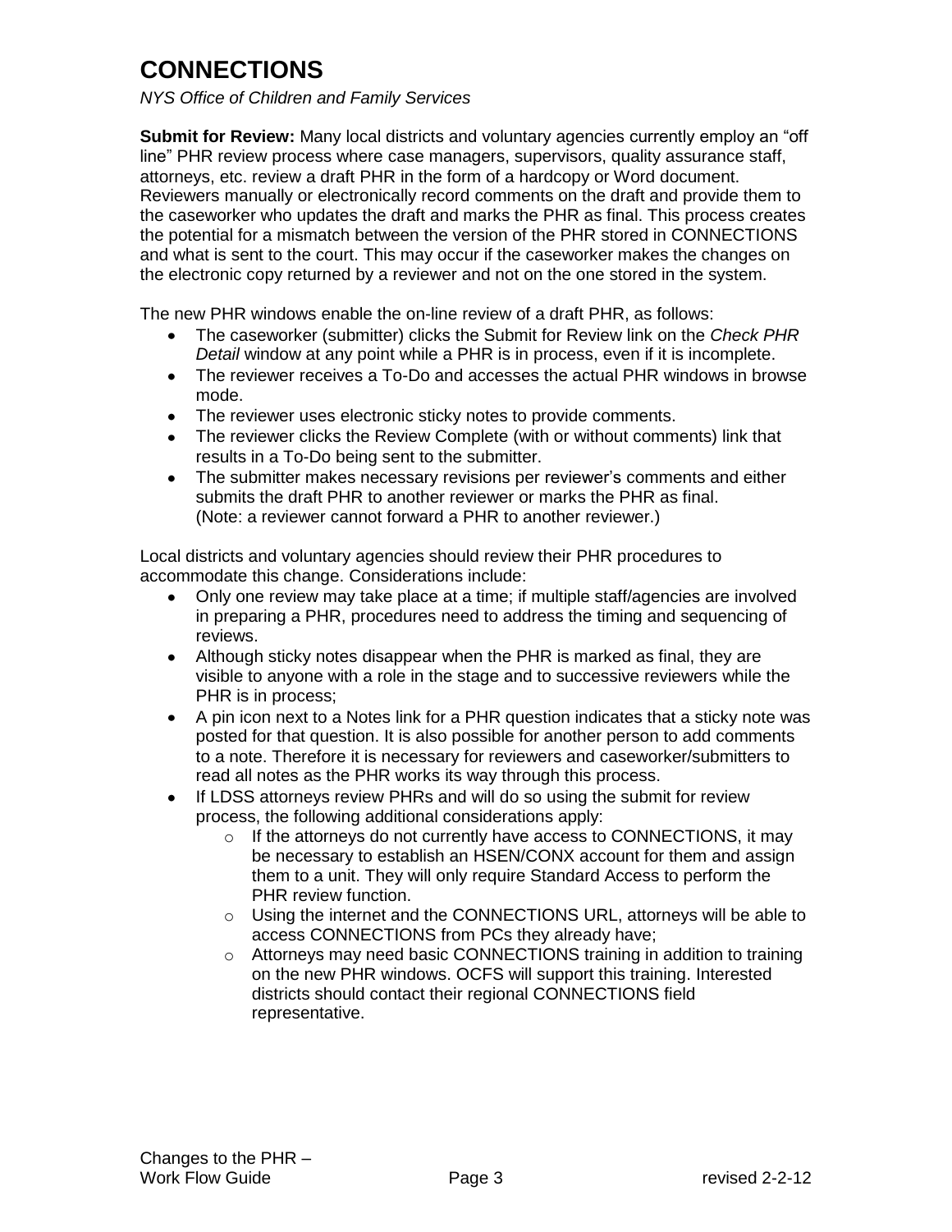**Submit for Review:** Many local districts and voluntary agencies currently employ an "off line" PHR review process where case managers, supervisors, quality assurance staff, attorneys, etc. review a draft PHR in the form of a hardcopy or Word document. Reviewers manually or electronically record comments on the draft and provide them to the caseworker who updates the draft and marks the PHR as final. This process creates the potential for a mismatch between the version of the PHR stored in CONNECTIONS and what is sent to the court. This may occur if the caseworker makes the changes on the electronic copy returned by a reviewer and not on the one stored in the system.

The new PHR windows enable the on-line review of a draft PHR, as follows:

- The caseworker (submitter) clicks the Submit for Review link on the *Check PHR Detail* window at any point while a PHR is in process, even if it is incomplete.
- The reviewer receives a To-Do and accesses the actual PHR windows in browse mode.
- The reviewer uses electronic sticky notes to provide comments.
- The reviewer clicks the Review Complete (with or without comments) link that results in a To-Do being sent to the submitter.
- The submitter makes necessary revisions per reviewer's comments and either submits the draft PHR to another reviewer or marks the PHR as final. (Note: a reviewer cannot forward a PHR to another reviewer.)

Local districts and voluntary agencies should review their PHR procedures to accommodate this change. Considerations include:

- Only one review may take place at a time; if multiple staff/agencies are involved in preparing a PHR, procedures need to address the timing and sequencing of reviews.
- Although sticky notes disappear when the PHR is marked as final, they are visible to anyone with a role in the stage and to successive reviewers while the PHR is in process;
- A pin icon next to a Notes link for a PHR question indicates that a sticky note was posted for that question. It is also possible for another person to add comments to a note. Therefore it is necessary for reviewers and caseworker/submitters to read all notes as the PHR works its way through this process.
- If LDSS attorneys review PHRs and will do so using the submit for review process, the following additional considerations apply:
  - If the attorneys do not currently have access to CONNECTIONS, it may be necessary to establish an HSEN/CONX account for them and assign them to a unit. They will only require Standard Access to perform the PHR review function.
  - Using the internet and the CONNECTIONS URL, attorneys will be able to access CONNECTIONS from PCs they already have;
  - Attorneys may need basic CONNECTIONS training in addition to training on the new PHR windows. OCFS will support this training. Interested districts should contact their regional CONNECTIONS field representative.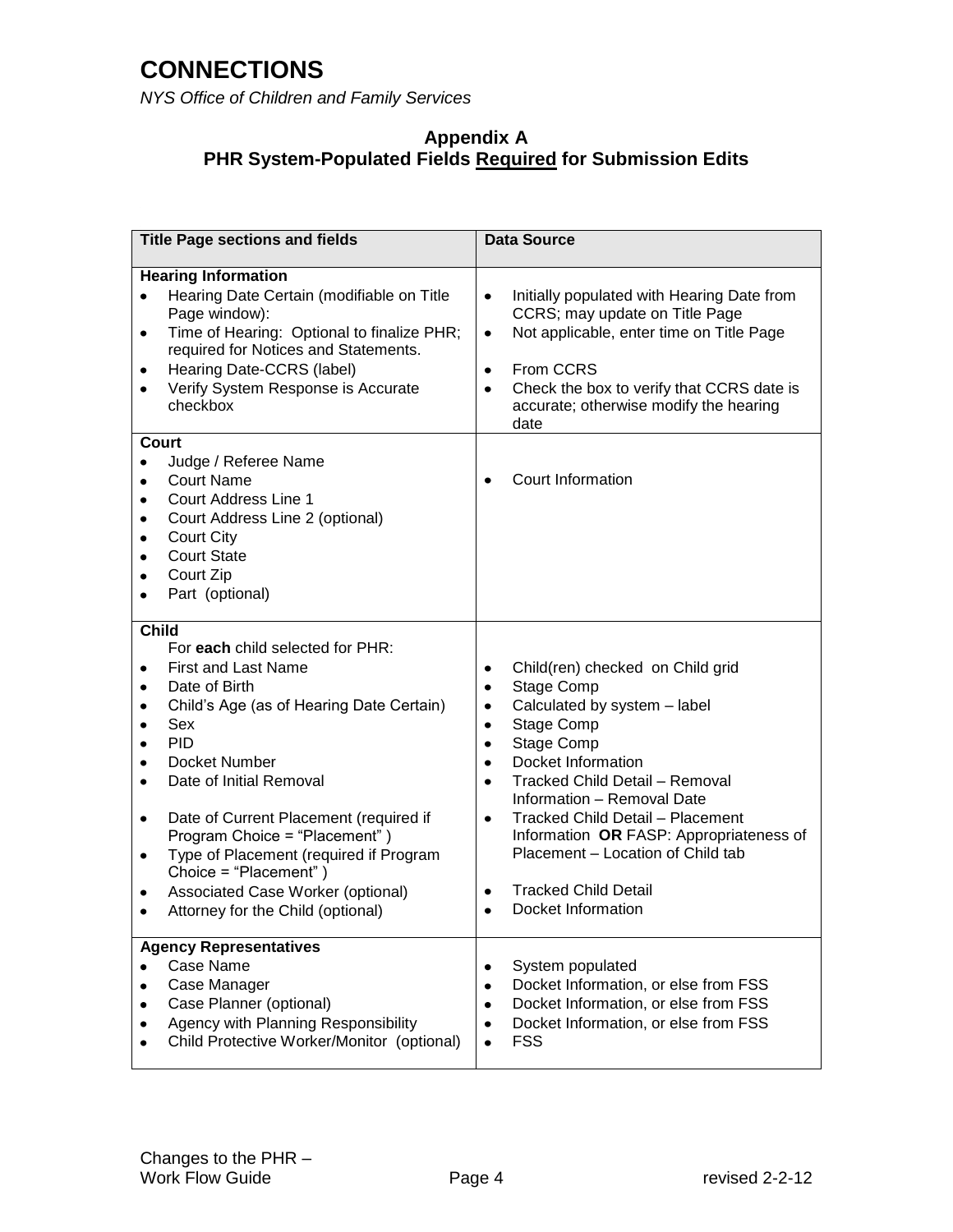# CONNECTIONS

*NYS Office of Children and Family Services*

## Appendix A
## PHR System-Populated Fields <u>Required</u> for Submission Edits

| Title Page sections and fields | Data Source |
|---|---|
| **Hearing Information**<br>• Hearing Date Certain (modifiable on Title Page window):<br>• Time of Hearing: Optional to finalize PHR; required for Notices and Statements.<br>• Hearing Date-CCRS (label)<br>• Verify System Response is Accurate checkbox | • Initially populated with Hearing Date from CCRS; may update on Title Page<br>• Not applicable, enter time on Title Page<br>• From CCRS<br>• Check the box to verify that CCRS date is accurate; otherwise modify the hearing date |
| **Court**<br>• Judge / Referee Name<br>• Court Name<br>• Court Address Line 1<br>• Court Address Line 2 (optional)<br>• Court City<br>• Court State<br>• Court Zip<br>• Part (optional) | • Court Information |
| **Child**<br>For **each** child selected for PHR:<br>• First and Last Name<br>• Date of Birth<br>• Child's Age (as of Hearing Date Certain)<br>• Sex<br>• PID<br>• Docket Number<br>• Date of Initial Removal<br>• Date of Current Placement (required if Program Choice = "Placement" )<br>• Type of Placement (required if Program Choice = "Placement" )<br>• Associated Case Worker (optional)<br>• Attorney for the Child (optional) | • Child(ren) checked on Child grid<br>• Stage Comp<br>• Calculated by system – label<br>• Stage Comp<br>• Stage Comp<br>• Docket Information<br>• Tracked Child Detail – Removal Information – Removal Date<br>• Tracked Child Detail – Placement Information **OR** FASP: Appropriateness of Placement – Location of Child tab<br>• Tracked Child Detail<br>• Docket Information |
| **Agency Representatives**<br>• Case Name<br>• Case Manager<br>• Case Planner (optional)<br>• Agency with Planning Responsibility<br>• Child Protective Worker/Monitor (optional) | • System populated<br>• Docket Information, or else from FSS<br>• Docket Information, or else from FSS<br>• Docket Information, or else from FSS<br>• FSS |

Changes to the PHR – Work Flow Guide — revised 2-2-12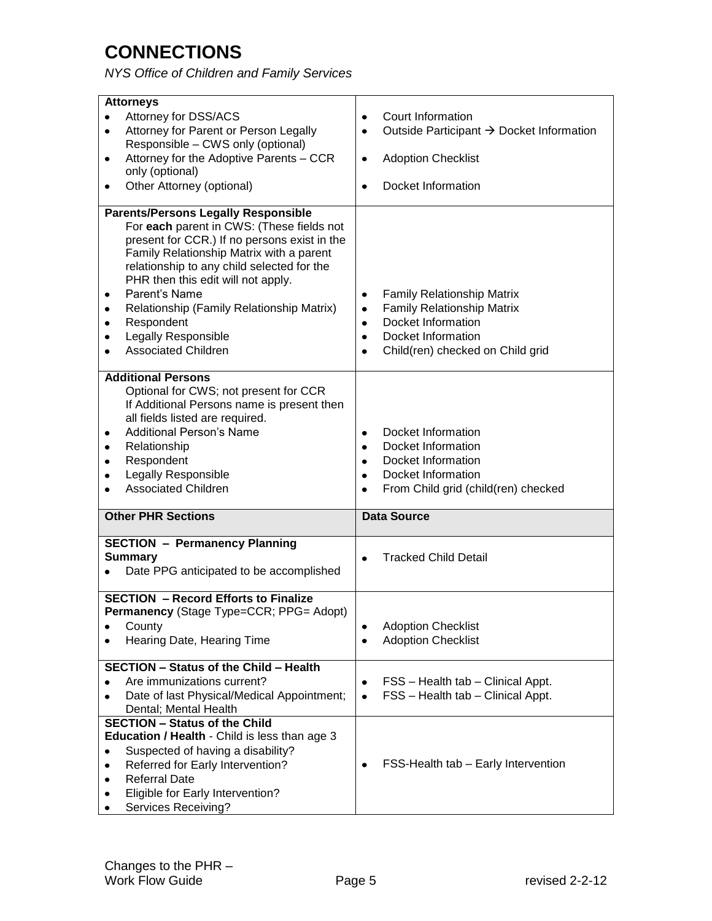# CONNECTIONS

*NYS Office of Children and Family Services*

| | |
|---|---|
| **Attorneys**<br>• Attorney for DSS/ACS<br>• Attorney for Parent or Person Legally Responsible – CWS only (optional)<br>• Attorney for the Adoptive Parents – CCR only (optional)<br>• Other Attorney (optional) | • Court Information<br>• Outside Participant → Docket Information<br>• Adoption Checklist<br>• Docket Information |
| **Parents/Persons Legally Responsible**<br>For **each** parent in CWS: (These fields not present for CCR.) If no persons exist in the Family Relationship Matrix with a parent relationship to any child selected for the PHR then this edit will not apply.<br>• Parent's Name<br>• Relationship (Family Relationship Matrix)<br>• Respondent<br>• Legally Responsible<br>• Associated Children | • Family Relationship Matrix<br>• Family Relationship Matrix<br>• Docket Information<br>• Docket Information<br>• Child(ren) checked on Child grid |
| **Additional Persons**<br>Optional for CWS; not present for CCR<br>If Additional Persons name is present then all fields listed are required.<br>• Additional Person's Name<br>• Relationship<br>• Respondent<br>• Legally Responsible<br>• Associated Children | • Docket Information<br>• Docket Information<br>• Docket Information<br>• Docket Information<br>• From Child grid (child(ren) checked |
| **Other PHR Sections** | **Data Source** |
| **SECTION – Permanency Planning Summary**<br>• Date PPG anticipated to be accomplished | • Tracked Child Detail |
| **SECTION – Record Efforts to Finalize Permanency** (Stage Type=CCR; PPG= Adopt)<br>• County<br>• Hearing Date, Hearing Time | • Adoption Checklist<br>• Adoption Checklist |
| **SECTION – Status of the Child – Health**<br>• Are immunizations current?<br>• Date of last Physical/Medical Appointment; Dental; Mental Health | • FSS – Health tab – Clinical Appt.<br>• FSS – Health tab – Clinical Appt. |
| **SECTION – Status of the Child Education / Health** - Child is less than age 3<br>• Suspected of having a disability?<br>• Referred for Early Intervention?<br>• Referral Date<br>• Eligible for Early Intervention?<br>• Services Receiving? | • FSS-Health tab – Early Intervention |

Changes to the PHR – Work Flow Guide revised 2-2-12